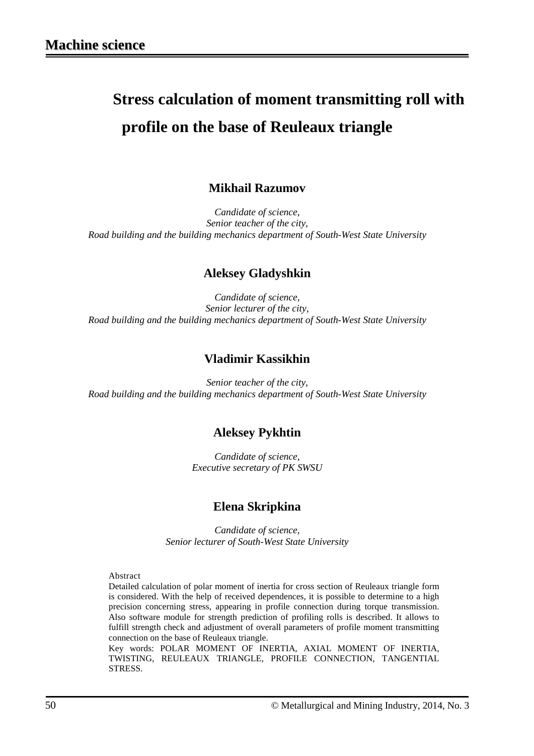**Machine science**

# Stress calculation of moment transmitting roll with profile on the base of Reuleaux triangle

**Mikhail Razumov**

*Candidate of science,*
*Senior teacher of the city,*
*Road building and the building mechanics department of South-West State University*

**Aleksey Gladyshkin**

*Candidate of science,*
*Senior lecturer of the city,*
*Road building and the building mechanics department of South-West State University*

**Vladimir Kassikhin**

*Senior teacher of the city,*
*Road building and the building mechanics department of South-West State University*

**Aleksey Pykhtin**

*Candidate of science,*
*Executive secretary of PK SWSU*

**Elena Skripkina**

*Candidate of science,*
*Senior lecturer of South-West State University*

Abstract

Detailed calculation of polar moment of inertia for cross section of Reuleaux triangle form is considered. With the help of received dependences, it is possible to determine to a high precision concerning stress, appearing in profile connection during torque transmission. Also software module for strength prediction of profiling rolls is described. It allows to fulfill strength check and adjustment of overall parameters of profile moment transmitting connection on the base of Reuleaux triangle.

Key words: POLAR MOMENT OF INERTIA, AXIAL MOMENT OF INERTIA, TWISTING, REULEAUX TRIANGLE, PROFILE CONNECTION, TANGENTIAL STRESS.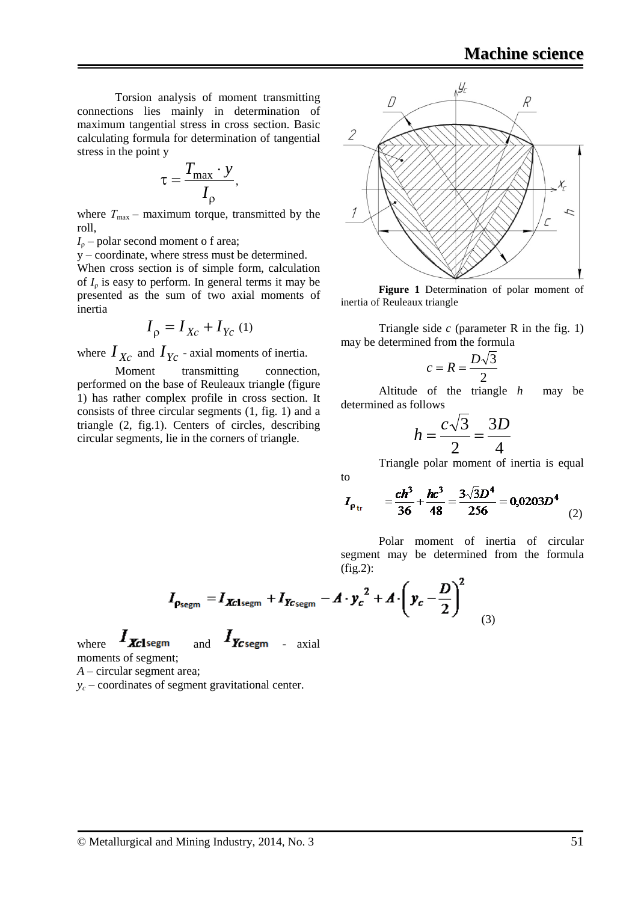Torsion analysis of moment transmitting connections lies mainly in determination of maximum tangential stress in cross section. Basic calculating formula for determination of tangential stress in the point y

$$\tau = \frac{T_{\max} \cdot y}{I_{\rho}},$$

where $T_{\max}$ – maximum torque, transmitted by the roll,

$I_{\rho}$ – polar second moment o f area;

y – coordinate, where stress must be determined.

When cross section is of simple form, calculation of $I_{\rho}$ is easy to perform. In general terms it may be presented as the sum of two axial moments of inertia

$$I_{\rho} = I_{Xc} + I_{Yc} \quad (1)$$

where $I_{Xc}$ and $I_{Yc}$ - axial moments of inertia.

Moment transmitting connection, performed on the base of Reuleaux triangle (figure 1) has rather complex profile in cross section. It consists of three circular segments (1, fig. 1) and a triangle (2, fig.1). Centers of circles, describing circular segments, lie in the corners of triangle.

**Figure 1** Determination of polar moment of inertia of Reuleaux triangle

Triangle side *c* (parameter R in the fig. 1) may be determined from the formula

$$c = R = \frac{D\sqrt{3}}{2}$$

Altitude of the triangle *h* may be determined as follows

$$h = \frac{c\sqrt{3}}{2} = \frac{3D}{4}$$

Triangle polar moment of inertia is equal to

$$I_{\rho_{tr}} = \frac{ch^3}{36} + \frac{hc^3}{48} = \frac{3\sqrt{3}D^4}{256} = 0{,}0203D^4 \quad (2)$$

Polar moment of inertia of circular segment may be determined from the formula (fig.2):

$$I_{\rho_{segm}} = I_{Xc1_{segm}} + I_{Yc_{segm}} - A \cdot y_c^{\,2} + A \cdot \left(y_c - \frac{D}{2}\right)^2 \quad (3)$$

where $I_{Xc1_{segm}}$ and $I_{Yc_{segm}}$ - axial moments of segment;

*A* – circular segment area;

$y_c$ – coordinates of segment gravitational center.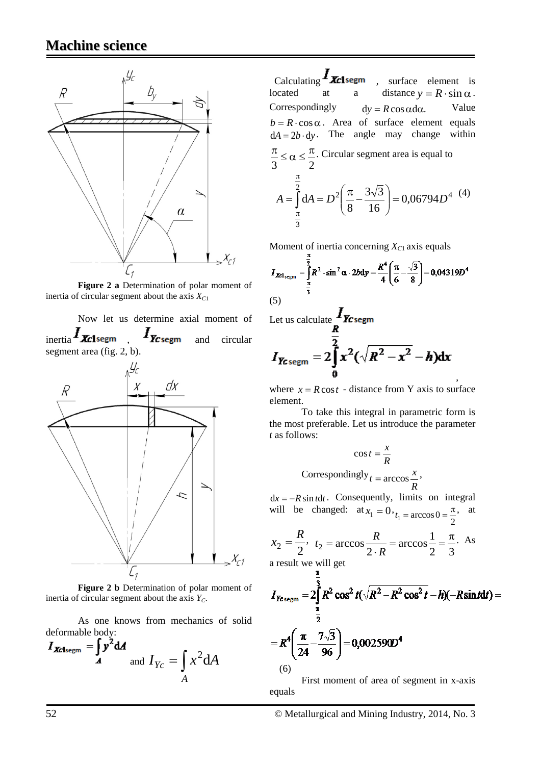**Figure 2 a** Determination of polar moment of inertia of circular segment about the axis $X_{C1}$

Now let us determine axial moment of inertia $I_{Xc1\text{segm}}$, $I_{Yc\text{segm}}$ and circular segment area (fig. 2, b).

**Figure 2 b** Determination of polar moment of inertia of circular segment about the axis $Y_C$.

As one knows from mechanics of solid deformable body:

$$I_{Xc1\text{segm}} = \int_A y^2 \mathrm{d}A \quad \text{and} \quad I_{Yc} = \int_A x^2 \mathrm{d}A$$

Calculating $I_{Xc1\text{segm}}$, surface element is located at a distance $y = R \cdot \sin\alpha$. Correspondingly $\mathrm{d}y = R\cos\alpha\mathrm{d}\alpha.$ Value $b = R \cdot \cos\alpha$. Area of surface element equals $\mathrm{d}A = 2b \cdot \mathrm{d}y$. The angle may change within $\frac{\pi}{3} \le \alpha \le \frac{\pi}{2}$. Circular segment area is equal to

$$A = \int_{\frac{\pi}{3}}^{\frac{\pi}{2}} \mathrm{d}A = D^2\left(\frac{\pi}{8} - \frac{3\sqrt{3}}{16}\right) = 0{,}06794D^4 \quad (4)$$

Moment of inertia concerning $X_{C1}$ axis equals

$$I_{Xc1_{\text{segm}}} = \int_{\frac{\pi}{3}}^{\frac{\pi}{2}} R^2 \cdot \sin^2\alpha \cdot 2b\mathrm{d}y = \frac{R^4}{4}\left(\frac{\pi}{6} - \frac{\sqrt{3}}{8}\right) = 0{,}04319D^4$$

(5)

Let us calculate $I_{Yc\text{segm}}$

$$I_{Yc\text{segm}} = 2\int_0^{\frac{R}{2}} x^2(\sqrt{R^2 - x^2} - h)\mathrm{d}x,$$

where $x = R\cos t$ - distance from Y axis to surface element.

To take this integral in parametric form is the most preferable. Let us introduce the parameter $t$ as follows:

$$\cos t = \frac{x}{R}$$

Correspondingly $t = \arccos\frac{x}{R}$,

$\mathrm{d}x = -R\sin t\mathrm{d}t$. Consequently, limits on integral will be changed: at $x_1 = 0$, $t_1 = \arccos 0 = \frac{\pi}{2}$, at $x_2 = \frac{R}{2}$, $t_2 = \arccos\frac{R}{2 \cdot R} = \arccos\frac{1}{2} = \frac{\pi}{3}$. As a result we will get

$$I_{Yc\text{segm}} = 2\int_{\frac{\pi}{2}}^{\frac{\pi}{3}} R^2\cos^2 t(\sqrt{R^2 - R^2\cos^2 t} - h)(-R\sin t\mathrm{d}t) =$$

$$= R^4\left(\frac{\pi}{24} - \frac{7\sqrt{3}}{96}\right) = 0{,}002590D^4$$

(6)

First moment of area of segment in x-axis equals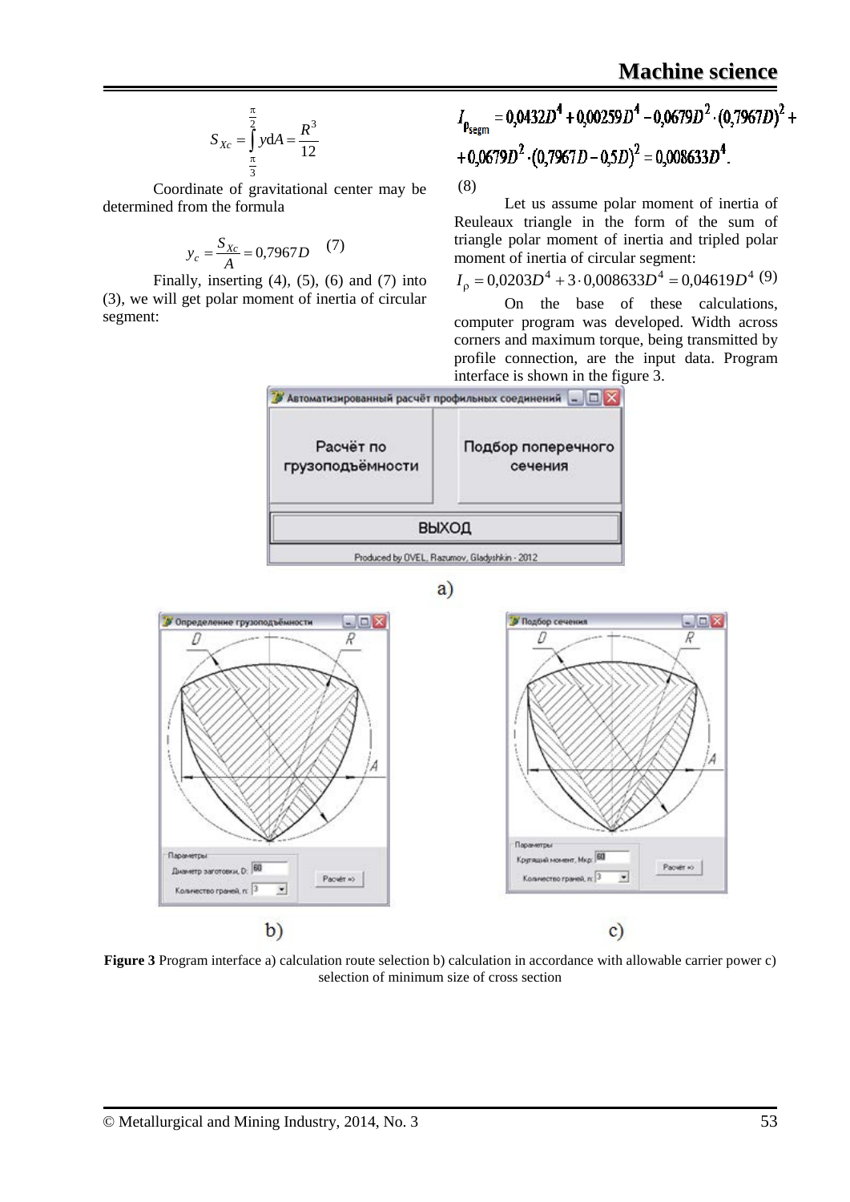$$S_{Xc} = \int_{\frac{\pi}{3}}^{\frac{\pi}{2}} y \mathrm{d}A = \frac{R^3}{12}$$

Coordinate of gravitational center may be determined from the formula

$$y_c = \frac{S_{Xc}}{A} = 0{,}7967D \quad (7)$$

Finally, inserting (4), (5), (6) and (7) into (3), we will get polar moment of inertia of circular segment:

$$I_{\rho_{segm}} = 0{,}0432D^4 + 0{,}00259D^4 - 0{,}0679D^2 \cdot (0{,}7967D)^2 + 0{,}0679D^2 \cdot (0{,}7967D - 0{,}5D)^2 = 0{,}008633D^4. \quad (8)$$

Let us assume polar moment of inertia of Reuleaux triangle in the form of the sum of triangle polar moment of inertia and tripled polar moment of inertia of circular segment:

$$I_\rho = 0{,}0203D^4 + 3 \cdot 0{,}008633D^4 = 0{,}04619D^4 \quad (9)$$

On the base of these calculations, computer program was developed. Width across corners and maximum torque, being transmitted by profile connection, are the input data. Program interface is shown in the figure 3.

**Figure 3** Program interface a) calculation route selection b) calculation in accordance with allowable carrier power c) selection of minimum size of cross section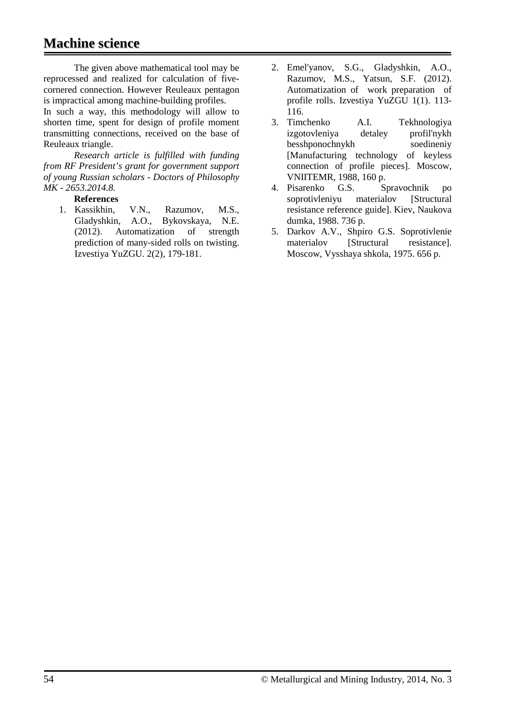The given above mathematical tool may be reprocessed and realized for calculation of five-cornered connection. However Reuleaux pentagon is impractical among machine-building profiles.

In such a way, this methodology will allow to shorten time, spent for design of profile moment transmitting connections, received on the base of Reuleaux triangle.

*Research article is fulfilled with funding from RF President's grant for government support of young Russian scholars - Doctors of Philosophy MK - 2653.2014.8.*

**References**

1. Kassikhin, V.N., Razumov, M.S., Gladyshkin, A.O., Bykovskaya, N.E. (2012). Automatization of strength prediction of many-sided rolls on twisting. Izvestiya YuZGU. 2(2), 179-181.
2. Emel'yanov, S.G., Gladyshkin, A.O., Razumov, M.S., Yatsun, S.F. (2012). Automatization of work preparation of profile rolls. Izvestiya YuZGU 1(1). 113-116.
3. Timchenko A.I. Tekhnologiya izgotovleniya detaley profil'nykh besshponochnykh soedineniy [Manufacturing technology of keyless connection of profile pieces]. Moscow, VNIITEMR, 1988, 160 p.
4. Pisarenko G.S. Spravochnik po soprotivleniyu materialov [Structural resistance reference guide]. Kiev, Naukova dumka, 1988. 736 p.
5. Darkov A.V., Shpiro G.S. Soprotivlenie materialov [Structural resistance]. Moscow, Vysshaya shkola, 1975. 656 p.